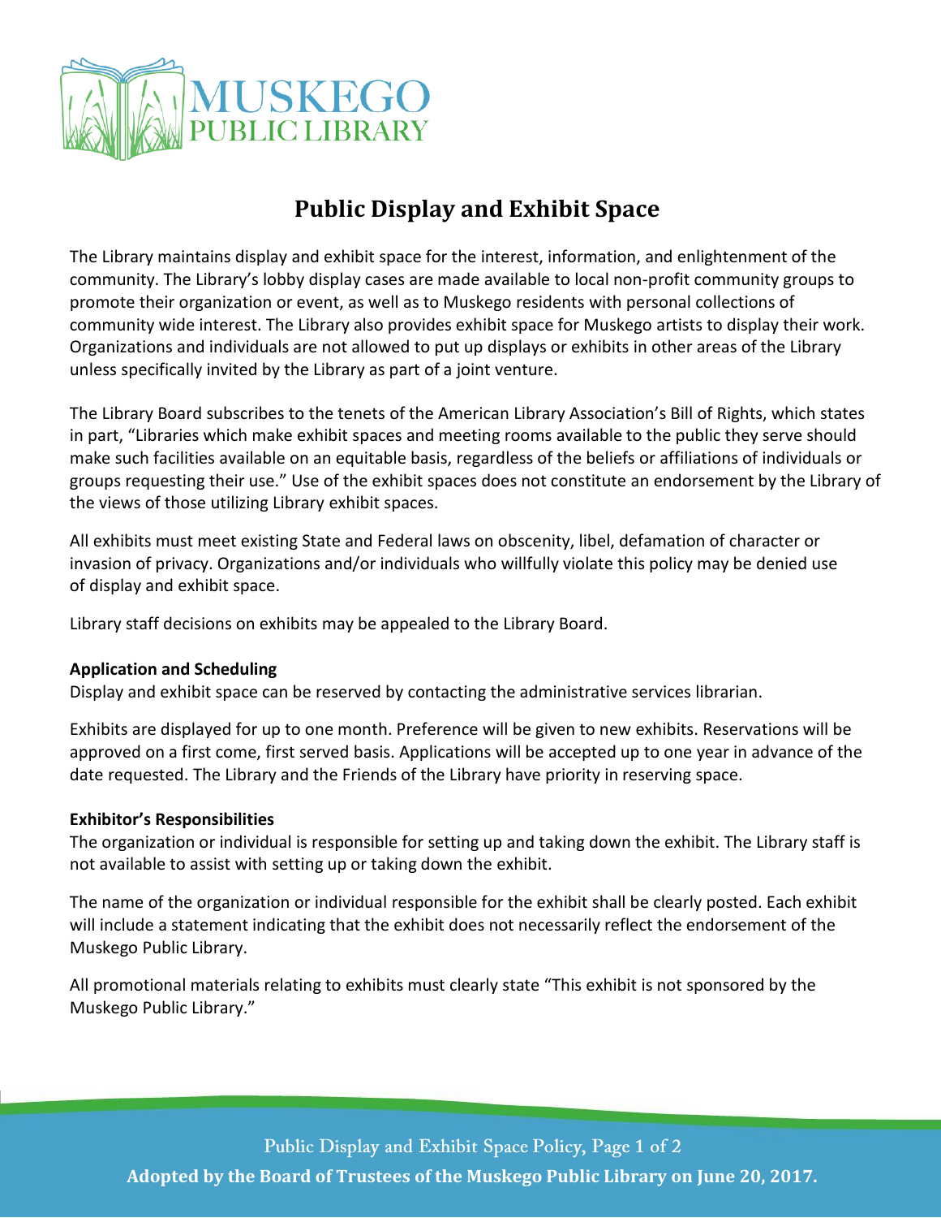# Public Display and Exhibit Space

The Library maintains display and exhibit space for the interest, information, and enlightenment of the community. The Library's lobby display cases are made available to local non-profit community groups to promote their organization or event, as well as to Muskego residents with personal collections of community wide interest. The Library also provides exhibit space for Muskego artists to display their work. Organizations and individuals are not allowed to put up displays or exhibits in other areas of the Library unless specifically invited by the Library as part of a joint venture.

The Library Board subscribes to the tenets of the American Library Association's Bill of Rights, which states in part, "Libraries which make exhibit spaces and meeting rooms available to the public they serve should make such facilities available on an equitable basis, regardless of the beliefs or affiliations of individuals or groups requesting their use." Use of the exhibit spaces does not constitute an endorsement by the Library of the views of those utilizing Library exhibit spaces.

All exhibits must meet existing State and Federal laws on obscenity, libel, defamation of character or invasion of privacy. Organizations and/or individuals who willfully violate this policy may be denied use of display and exhibit space.

Library staff decisions on exhibits may be appealed to the Library Board.

**Application and Scheduling**

Display and exhibit space can be reserved by contacting the administrative services librarian.

Exhibits are displayed for up to one month. Preference will be given to new exhibits. Reservations will be approved on a first come, first served basis. Applications will be accepted up to one year in advance of the date requested. The Library and the Friends of the Library have priority in reserving space.

**Exhibitor's Responsibilities**

The organization or individual is responsible for setting up and taking down the exhibit. The Library staff is not available to assist with setting up or taking down the exhibit.

The name of the organization or individual responsible for the exhibit shall be clearly posted. Each exhibit will include a statement indicating that the exhibit does not necessarily reflect the endorsement of the Muskego Public Library.

All promotional materials relating to exhibits must clearly state "This exhibit is not sponsored by the Muskego Public Library."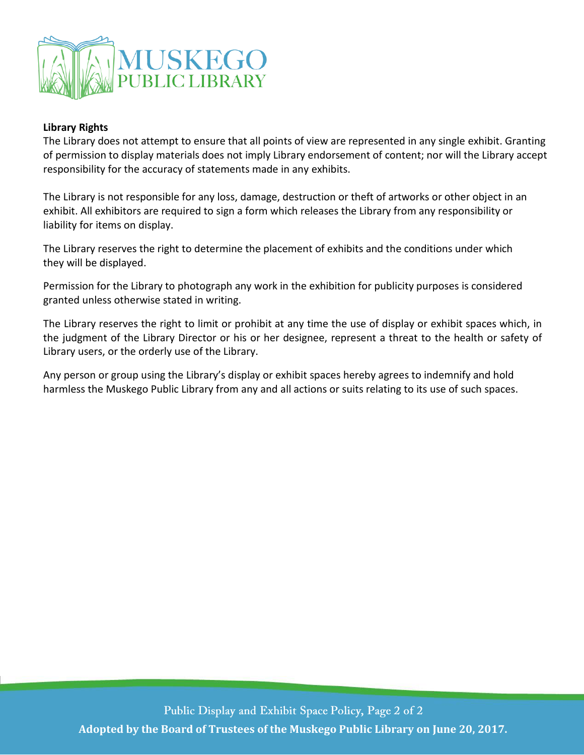**Library Rights**

The Library does not attempt to ensure that all points of view are represented in any single exhibit. Granting of permission to display materials does not imply Library endorsement of content; nor will the Library accept responsibility for the accuracy of statements made in any exhibits.

The Library is not responsible for any loss, damage, destruction or theft of artworks or other object in an exhibit. All exhibitors are required to sign a form which releases the Library from any responsibility or liability for items on display.

The Library reserves the right to determine the placement of exhibits and the conditions under which they will be displayed.

Permission for the Library to photograph any work in the exhibition for publicity purposes is considered granted unless otherwise stated in writing.

The Library reserves the right to limit or prohibit at any time the use of display or exhibit spaces which, in the judgment of the Library Director or his or her designee, represent a threat to the health or safety of Library users, or the orderly use of the Library.

Any person or group using the Library's display or exhibit spaces hereby agrees to indemnify and hold harmless the Muskego Public Library from any and all actions or suits relating to its use of such spaces.

**Adopted by the Board of Trustees of the Muskego Public Library on June 20, 2017.**